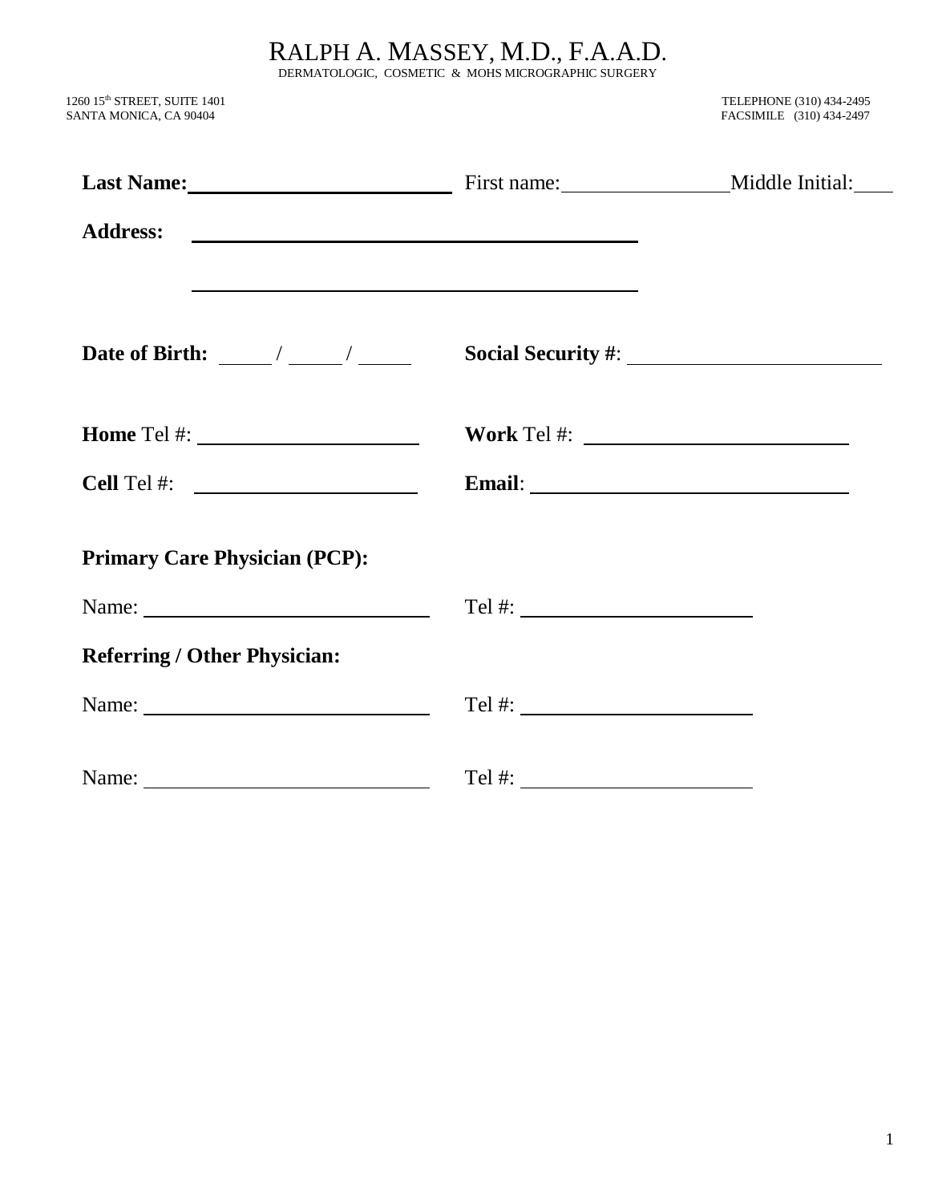# RALPH A. MASSEY, M.D., F.A.A.D.

DERMATOLOGIC, COSMETIC & MOHS MICROGRAPHIC SURGERY

1260 15th STREET, SUITE 1401
SANTA MONICA, CA 90404

TELEPHONE (310) 434-2495
FACSIMILE (310) 434-2497

**Last Name:** \_\_\_\_\_\_\_\_\_\_\_\_\_\_\_\_\_\_\_\_\_\_\_\_ First name: \_\_\_\_\_\_\_\_\_\_\_\_\_\_\_\_ Middle Initial: \_\_\_\_

**Address:** \_\_\_\_\_\_\_\_\_\_\_\_\_\_\_\_\_\_\_\_\_\_\_\_\_\_\_\_\_\_\_\_\_\_\_\_\_\_\_\_\_\_\_\_

\_\_\_\_\_\_\_\_\_\_\_\_\_\_\_\_\_\_\_\_\_\_\_\_\_\_\_\_\_\_\_\_\_\_\_\_\_\_\_\_\_\_\_\_

**Date of Birth:** \_\_\_\_\_ / \_\_\_\_\_ / \_\_\_\_\_ **Social Security #**: \_\_\_\_\_\_\_\_\_\_\_\_\_\_\_\_\_\_\_\_\_\_\_\_

**Home** Tel #: \_\_\_\_\_\_\_\_\_\_\_\_\_\_\_\_\_\_\_\_\_\_ **Work** Tel #: \_\_\_\_\_\_\_\_\_\_\_\_\_\_\_\_\_\_\_\_\_\_\_\_\_\_

**Cell** Tel #: \_\_\_\_\_\_\_\_\_\_\_\_\_\_\_\_\_\_\_\_\_\_ **Email**: \_\_\_\_\_\_\_\_\_\_\_\_\_\_\_\_\_\_\_\_\_\_\_\_\_\_\_\_\_\_\_\_

**Primary Care Physician (PCP):**

Name: \_\_\_\_\_\_\_\_\_\_\_\_\_\_\_\_\_\_\_\_\_\_\_\_\_\_\_\_ Tel #: \_\_\_\_\_\_\_\_\_\_\_\_\_\_\_\_\_\_\_\_\_\_\_

**Referring / Other Physician:**

Name: \_\_\_\_\_\_\_\_\_\_\_\_\_\_\_\_\_\_\_\_\_\_\_\_\_\_\_\_ Tel #: \_\_\_\_\_\_\_\_\_\_\_\_\_\_\_\_\_\_\_\_\_\_\_

Name: \_\_\_\_\_\_\_\_\_\_\_\_\_\_\_\_\_\_\_\_\_\_\_\_\_\_\_\_ Tel #: \_\_\_\_\_\_\_\_\_\_\_\_\_\_\_\_\_\_\_\_\_\_\_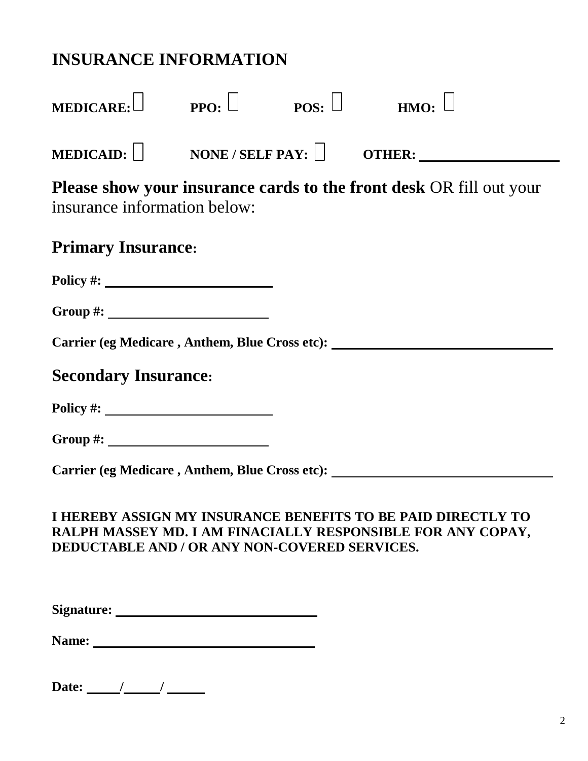# INSURANCE INFORMATION

**MEDICARE:** ☐ **PPO:** ☐ **POS:** ☐ **HMO:** ☐

**MEDICAID:** ☐ **NONE / SELF PAY:** ☐ **OTHER:** ____________________

**Please show your insurance cards to the front desk** OR fill out your insurance information below:

## Primary Insurance:

**Policy #:** ________________________

**Group #:** ________________________

**Carrier (eg Medicare , Anthem, Blue Cross etc):** ________________________________

## Secondary Insurance:

**Policy #:** ________________________

**Group #:** ________________________

**Carrier (eg Medicare , Anthem, Blue Cross etc):** ________________________________

**I HEREBY ASSIGN MY INSURANCE BENEFITS TO BE PAID DIRECTLY TO RALPH MASSEY MD. I AM FINACIALLY RESPONSIBLE FOR ANY COPAY, DEDUCTABLE AND / OR ANY NON-COVERED SERVICES.**

**Signature:** ______________________________

**Name:** ________________________________

**Date:** _____/_____/ _____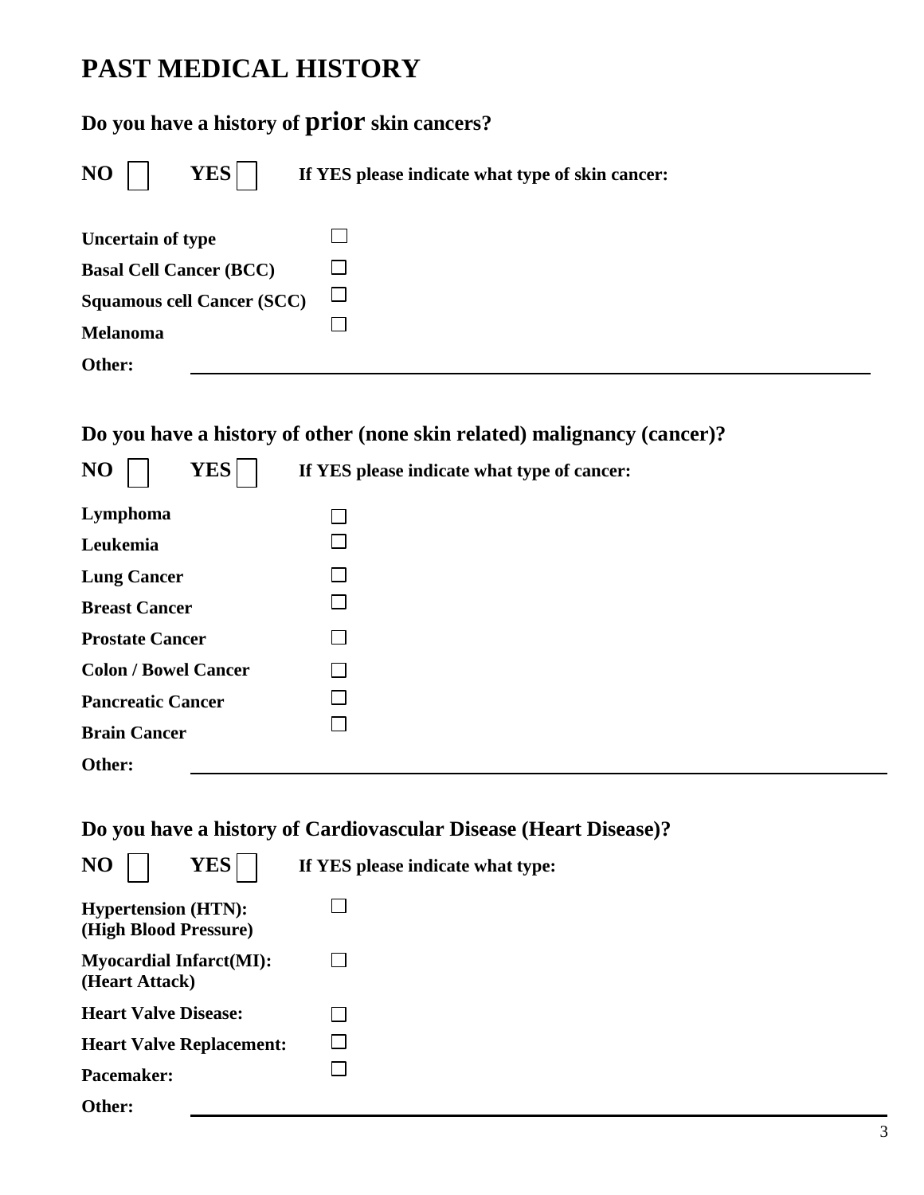# PAST MEDICAL HISTORY

## Do you have a history of **prior** skin cancers?

**NO** ☐ **YES** ☐ **If YES please indicate what type of skin cancer:**

- **Uncertain of type** ☐
- **Basal Cell Cancer (BCC)** ☐
- **Squamous cell Cancer (SCC)** ☐
- **Melanoma** ☐
- **Other:** ______________________________

## Do you have a history of other (none skin related) malignancy (cancer)?

**NO** ☐ **YES** ☐ **If YES please indicate what type of cancer:**

- **Lymphoma** ☐
- **Leukemia** ☐
- **Lung Cancer** ☐
- **Breast Cancer** ☐
- **Prostate Cancer** ☐
- **Colon / Bowel Cancer** ☐
- **Pancreatic Cancer** ☐
- **Brain Cancer** ☐
- **Other:** ______________________________

## Do you have a history of Cardiovascular Disease (Heart Disease)?

**NO** ☐ **YES** ☐ **If YES please indicate what type:**

- **Hypertension (HTN): (High Blood Pressure)** ☐
- **Myocardial Infarct(MI): (Heart Attack)** ☐
- **Heart Valve Disease:** ☐
- **Heart Valve Replacement:** ☐
- **Pacemaker:** ☐
- **Other:** ______________________________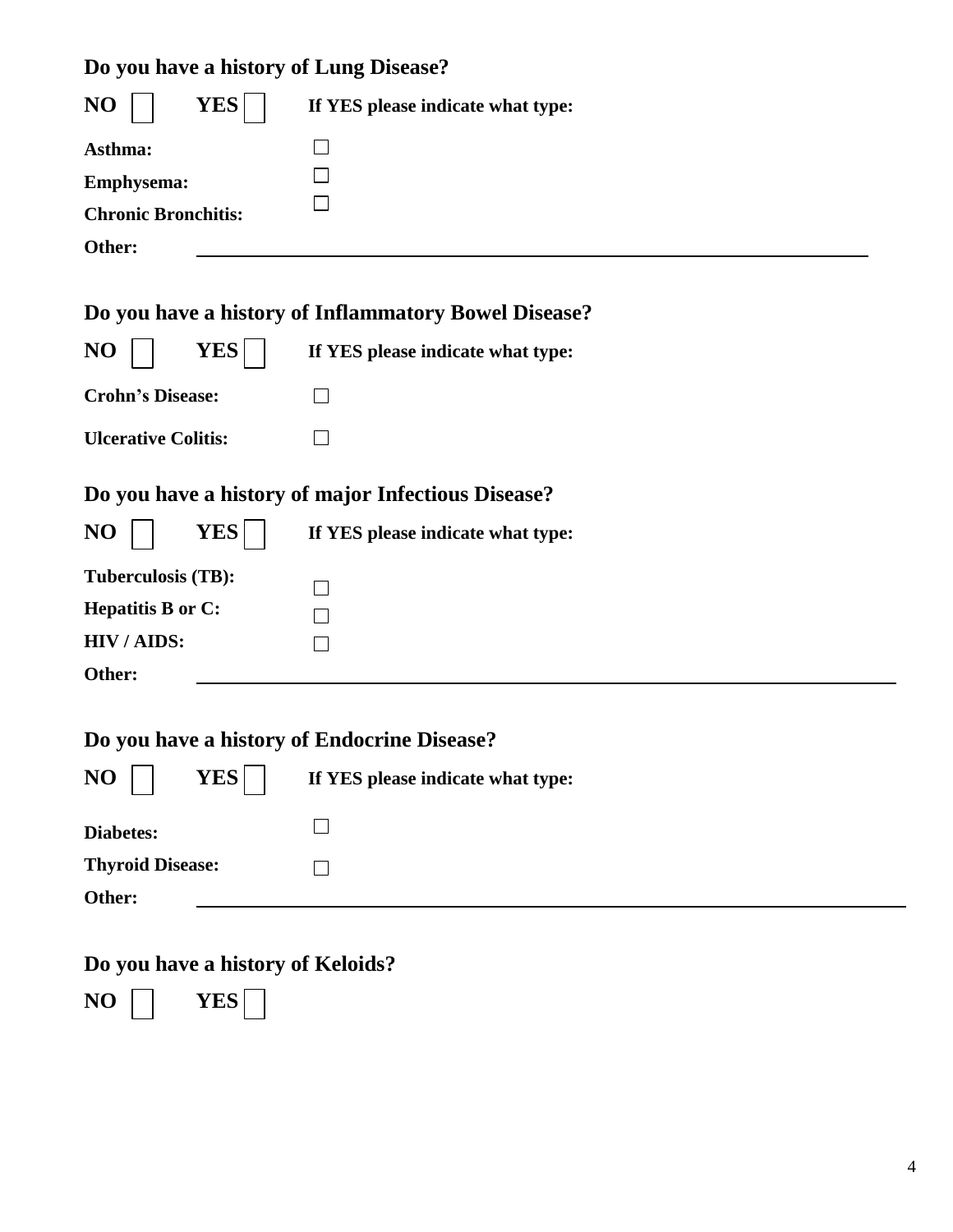**Do you have a history of Lung Disease?**

**NO** ☐ **YES** ☐ **If YES please indicate what type:**

**Asthma:** ☐

**Emphysema:** ☐

**Chronic Bronchitis:** ☐

**Other:** ______________________________________________

**Do you have a history of Inflammatory Bowel Disease?**

**NO** ☐ **YES** ☐ **If YES please indicate what type:**

**Crohn's Disease:** ☐

**Ulcerative Colitis:** ☐

**Do you have a history of major Infectious Disease?**

**NO** ☐ **YES** ☐ **If YES please indicate what type:**

**Tuberculosis (TB):** ☐

**Hepatitis B or C:** ☐

**HIV / AIDS:** ☐

**Other:** ______________________________________________

**Do you have a history of Endocrine Disease?**

**NO** ☐ **YES** ☐ **If YES please indicate what type:**

**Diabetes:** ☐

**Thyroid Disease:** ☐

**Other:** ______________________________________________

**Do you have a history of Keloids?**

**NO** ☐ **YES** ☐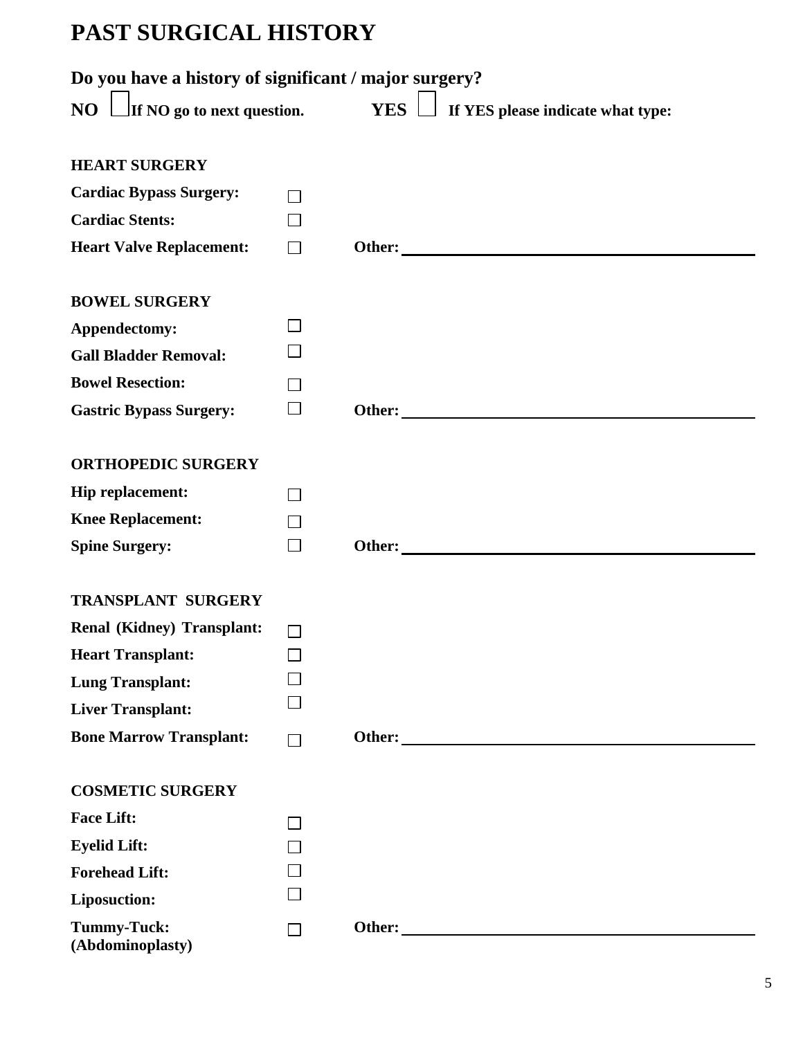# PAST SURGICAL HISTORY

**Do you have a history of significant / major surgery?**

**NO** ☐ **If NO go to next question.** **YES** ☐ **If YES please indicate what type:**

**HEART SURGERY**

**Cardiac Bypass Surgery:** ☐

**Cardiac Stents:** ☐

**Heart Valve Replacement:** ☐ **Other:** ____________________

**BOWEL SURGERY**

**Appendectomy:** ☐

**Gall Bladder Removal:** ☐

**Bowel Resection:** ☐

**Gastric Bypass Surgery:** ☐ **Other:** ____________________

**ORTHOPEDIC SURGERY**

**Hip replacement:** ☐

**Knee Replacement:** ☐

**Spine Surgery:** ☐ **Other:** ____________________

**TRANSPLANT SURGERY**

**Renal (Kidney) Transplant:** ☐

**Heart Transplant:** ☐

**Lung Transplant:** ☐

**Liver Transplant:** ☐

**Bone Marrow Transplant:** ☐ **Other:** ____________________

**COSMETIC SURGERY**

**Face Lift:** ☐

**Eyelid Lift:** ☐

**Forehead Lift:** ☐

**Liposuction:** ☐

**Tummy-Tuck: (Abdominoplasty)** ☐ **Other:** ____________________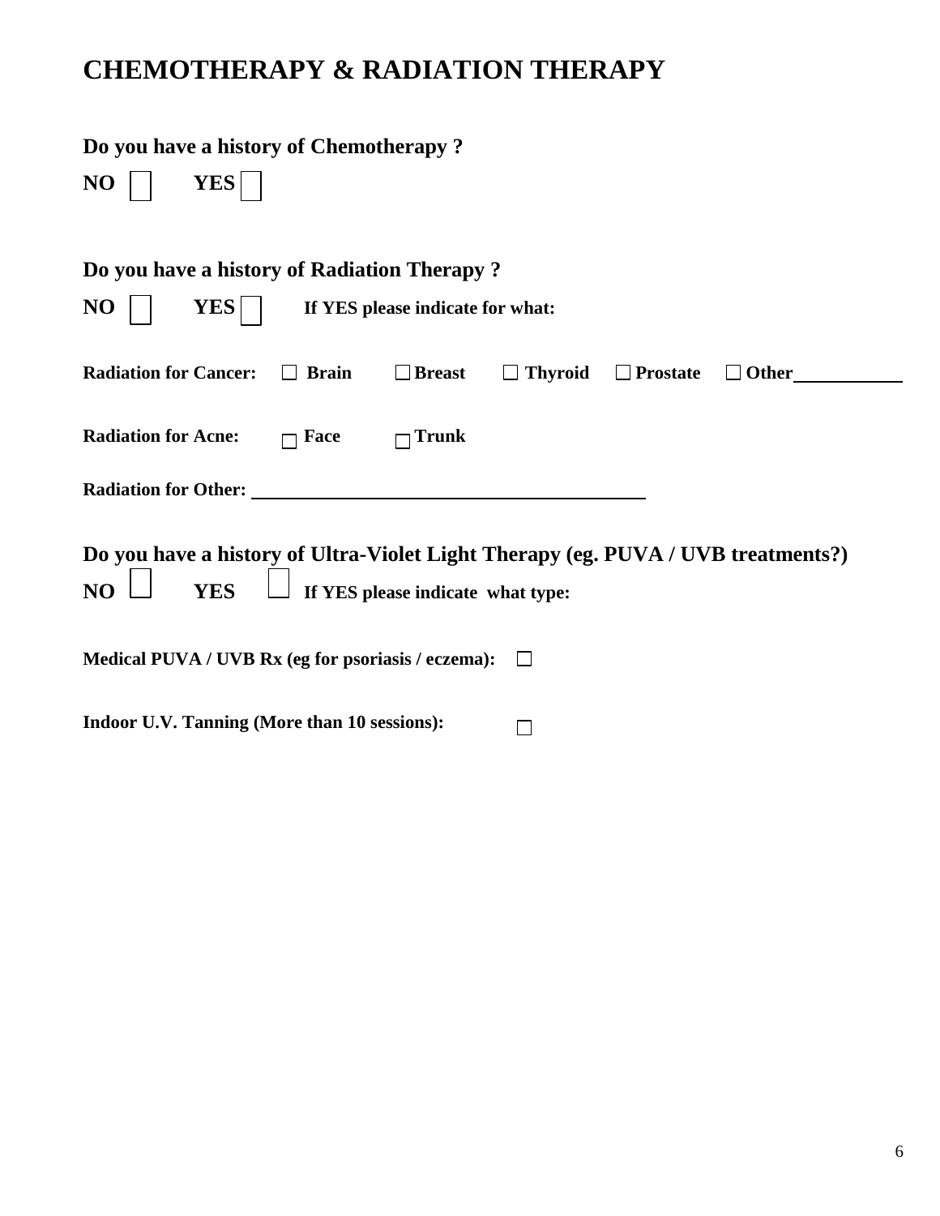# CHEMOTHERAPY & RADIATION THERAPY

**Do you have a history of Chemotherapy ?**

**NO** ☐ **YES** ☐

**Do you have a history of Radiation Therapy ?**

**NO** ☐ **YES** ☐ **If YES please indicate for what:**

**Radiation for Cancer:** ☐ **Brain** ☐ **Breast** ☐ **Thyroid** ☐ **Prostate** ☐ **Other**\_\_\_\_\_\_\_\_\_\_\_\_

**Radiation for Acne:** ☐ **Face** ☐ **Trunk**

**Radiation for Other:** \_\_\_\_\_\_\_\_\_\_\_\_\_\_\_\_\_\_\_\_\_\_\_\_\_\_\_\_\_\_\_\_\_\_\_\_\_\_\_\_

**Do you have a history of Ultra-Violet Light Therapy (eg. PUVA / UVB treatments?)**

**NO** ☐ **YES** ☐ **If YES please indicate what type:**

**Medical PUVA / UVB Rx (eg for psoriasis / eczema):** ☐

**Indoor U.V. Tanning (More than 10 sessions):** ☐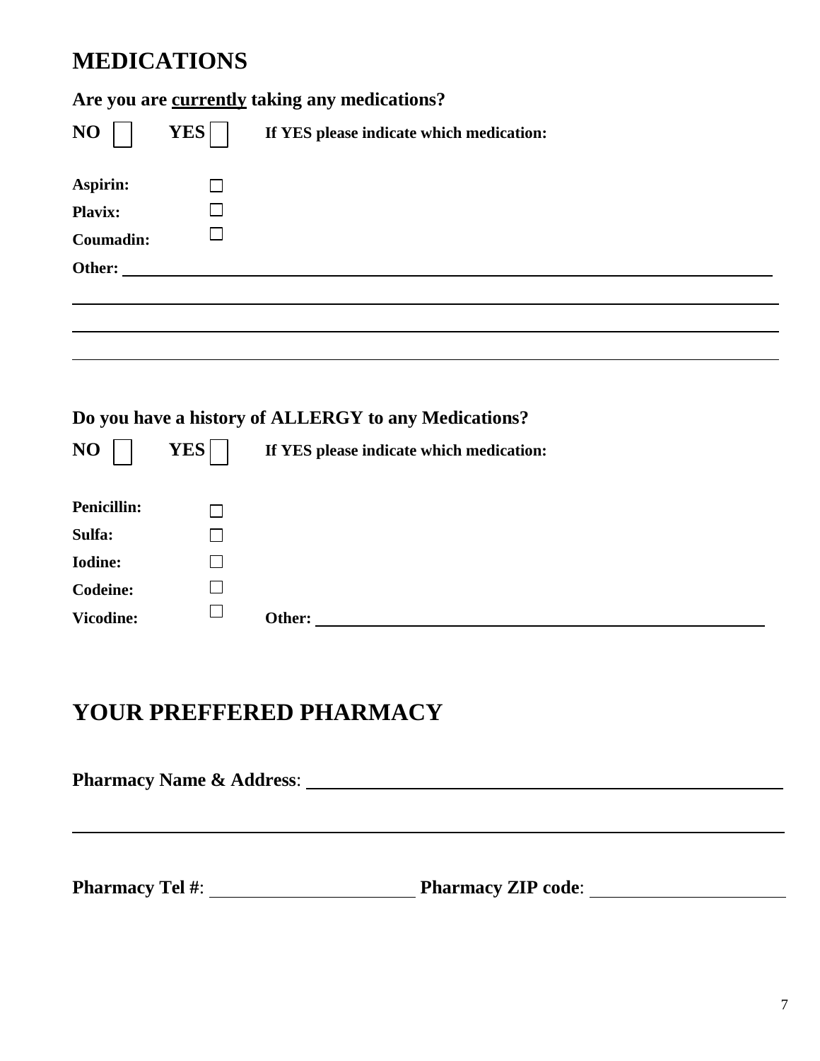## MEDICATIONS

**Are you are <u>currently</u> taking any medications?**

**NO** ☐ **YES** ☐ **If YES please indicate which medication:**

**Aspirin:** ☐

**Plavix:** ☐

**Coumadin:** ☐

**Other:** ______________________________________________________________________

______________________________________________________________________________

______________________________________________________________________________

______________________________________________________________________________

**Do you have a history of ALLERGY to any Medications?**

**NO** ☐ **YES** ☐ **If YES please indicate which medication:**

**Penicillin:** ☐

**Sulfa:** ☐

**Iodine:** ☐

**Codeine:** ☐

**Vicodine:** ☐ **Other:** ____________________________________________

## YOUR PREFFERED PHARMACY

**Pharmacy Name & Address**: ____________________________________________

______________________________________________________________________________

**Pharmacy Tel #**: ______________________ **Pharmacy ZIP code**: ______________________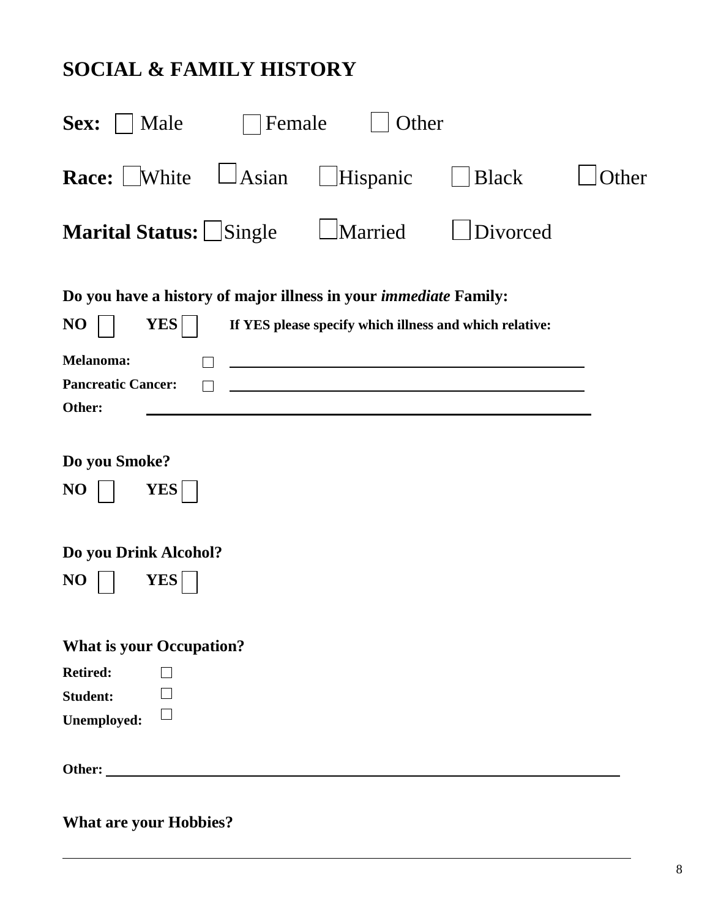# SOCIAL & FAMILY HISTORY

**Sex:** ☐ Male ☐ Female ☐ Other

**Race:** ☐ White ☐ Asian ☐ Hispanic ☐ Black ☐ Other

**Marital Status:** ☐ Single ☐ Married ☐ Divorced

**Do you have a history of major illness in your *immediate* Family:**

**NO** ☐ **YES** ☐ **If YES please specify which illness and which relative:**

**Melanoma:** ☐ ____________________________________________

**Pancreatic Cancer:** ☐ ____________________________________________

**Other:** ____________________________________________

**Do you Smoke?**

**NO** ☐ **YES** ☐

**Do you Drink Alcohol?**

**NO** ☐ **YES** ☐

**What is your Occupation?**

**Retired:** ☐

**Student:** ☐

**Unemployed:** ☐

**Other:** ____________________________________________

**What are your Hobbies?**

____________________________________________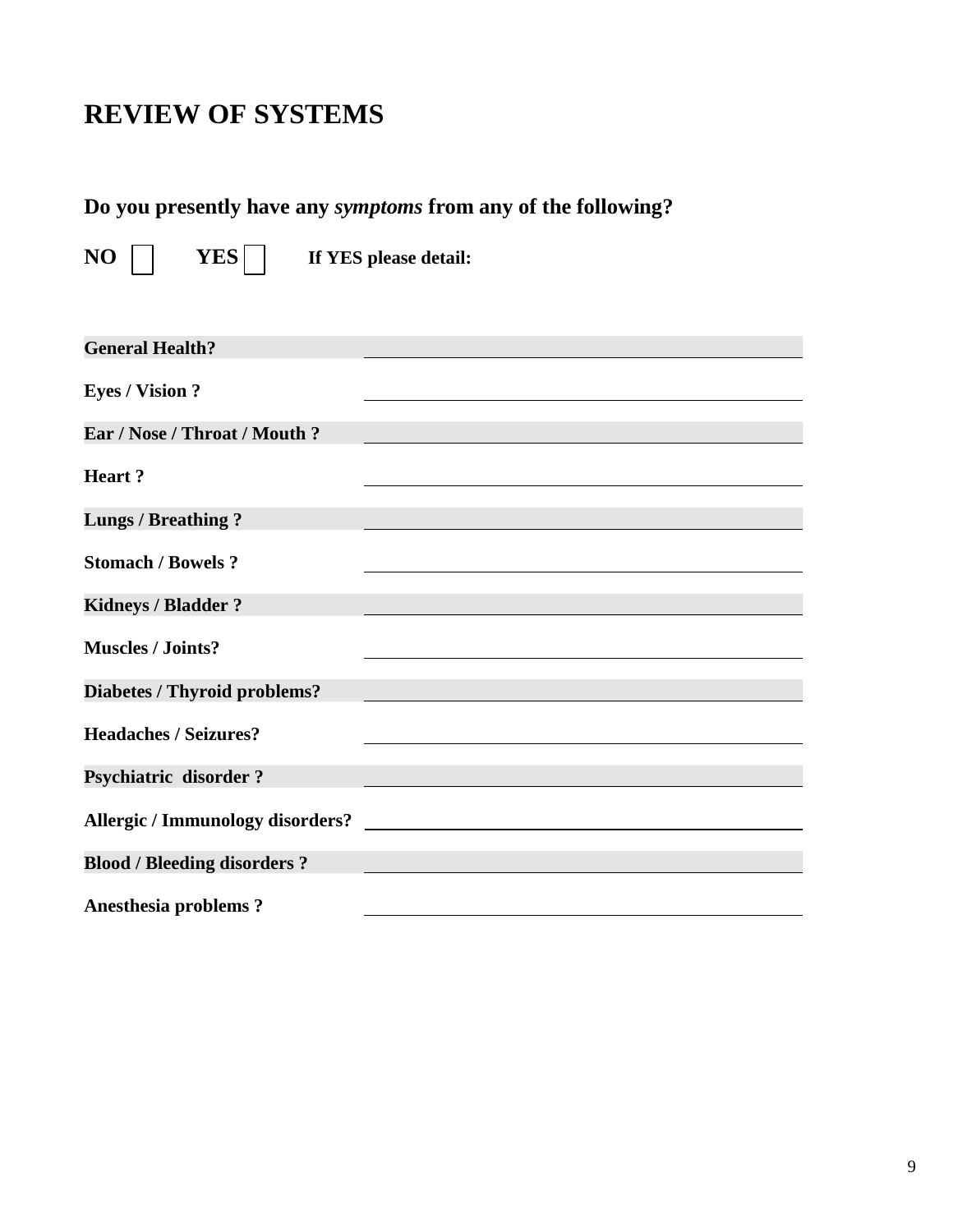# REVIEW OF SYSTEMS

**Do you presently have any *symptoms* from any of the following?**

**NO** ☐ **YES** ☐ **If YES please detail:**

| | |
|---|---|
| **General Health?** | ______________________ |
| **Eyes / Vision ?** | ______________________ |
| **Ear / Nose / Throat / Mouth ?** | ______________________ |
| **Heart ?** | ______________________ |
| **Lungs / Breathing ?** | ______________________ |
| **Stomach / Bowels ?** | ______________________ |
| **Kidneys / Bladder ?** | ______________________ |
| **Muscles / Joints?** | ______________________ |
| **Diabetes / Thyroid problems?** | ______________________ |
| **Headaches / Seizures?** | ______________________ |
| **Psychiatric disorder ?** | ______________________ |
| **Allergic / Immunology disorders?** | ______________________ |
| **Blood / Bleeding disorders ?** | ______________________ |
| **Anesthesia problems ?** | ______________________ |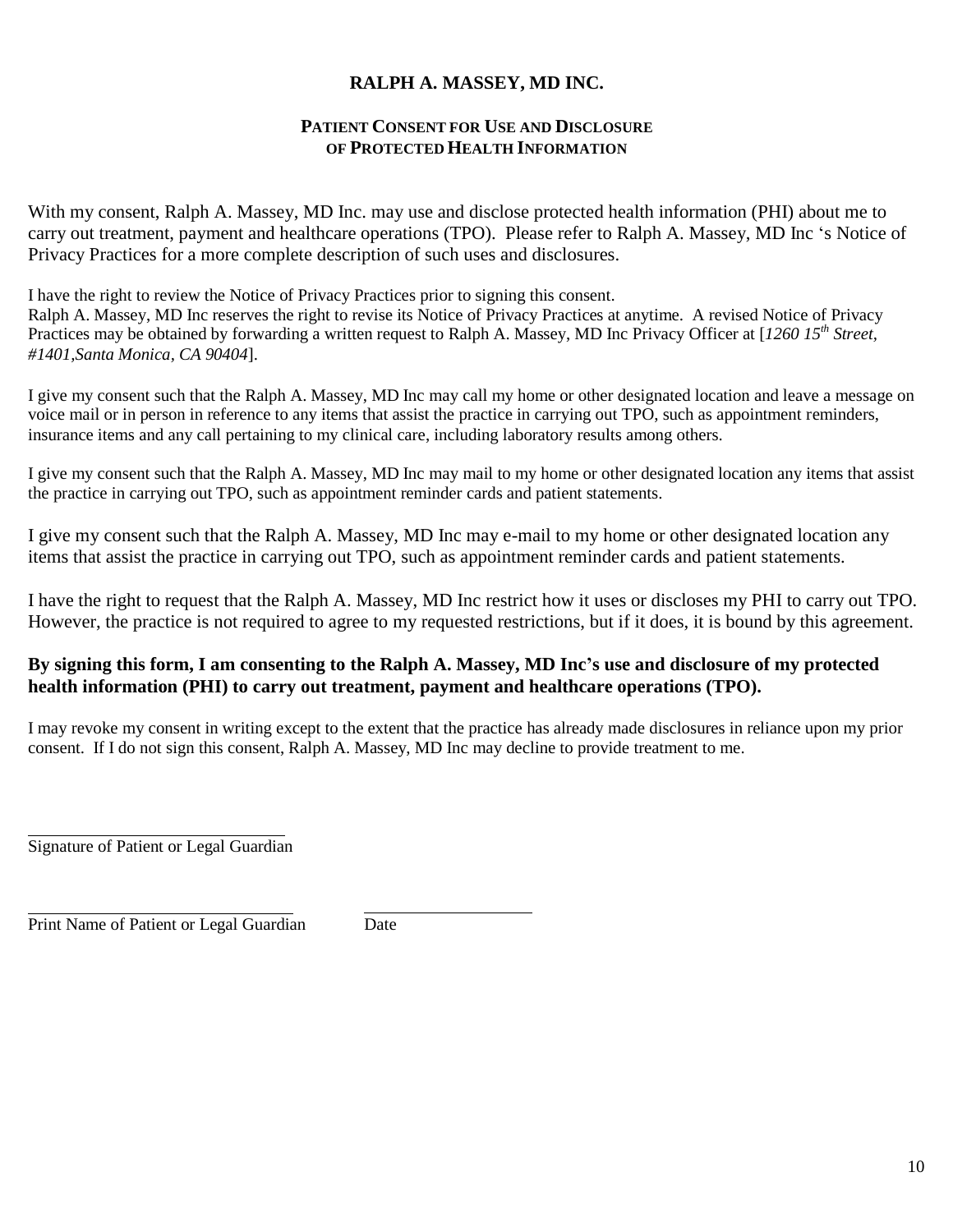# RALPH A. MASSEY, MD INC.

## PATIENT CONSENT FOR USE AND DISCLOSURE OF PROTECTED HEALTH INFORMATION

With my consent, Ralph A. Massey, MD Inc. may use and disclose protected health information (PHI) about me to carry out treatment, payment and healthcare operations (TPO). Please refer to Ralph A. Massey, MD Inc 's Notice of Privacy Practices for a more complete description of such uses and disclosures.

I have the right to review the Notice of Privacy Practices prior to signing this consent.
Ralph A. Massey, MD Inc reserves the right to revise its Notice of Privacy Practices at anytime. A revised Notice of Privacy Practices may be obtained by forwarding a written request to Ralph A. Massey, MD Inc Privacy Officer at [*1260 15th Street, #1401,Santa Monica, CA 90404*].

I give my consent such that the Ralph A. Massey, MD Inc may call my home or other designated location and leave a message on voice mail or in person in reference to any items that assist the practice in carrying out TPO, such as appointment reminders, insurance items and any call pertaining to my clinical care, including laboratory results among others.

I give my consent such that the Ralph A. Massey, MD Inc may mail to my home or other designated location any items that assist the practice in carrying out TPO, such as appointment reminder cards and patient statements.

I give my consent such that the Ralph A. Massey, MD Inc may e-mail to my home or other designated location any items that assist the practice in carrying out TPO, such as appointment reminder cards and patient statements.

I have the right to request that the Ralph A. Massey, MD Inc restrict how it uses or discloses my PHI to carry out TPO. However, the practice is not required to agree to my requested restrictions, but if it does, it is bound by this agreement.

**By signing this form, I am consenting to the Ralph A. Massey, MD Inc's use and disclosure of my protected health information (PHI) to carry out treatment, payment and healthcare operations (TPO).**

I may revoke my consent in writing except to the extent that the practice has already made disclosures in reliance upon my prior consent. If I do not sign this consent, Ralph A. Massey, MD Inc may decline to provide treatment to me.

______________________________
Signature of Patient or Legal Guardian

______________________________ ____________________
Print Name of Patient or Legal Guardian Date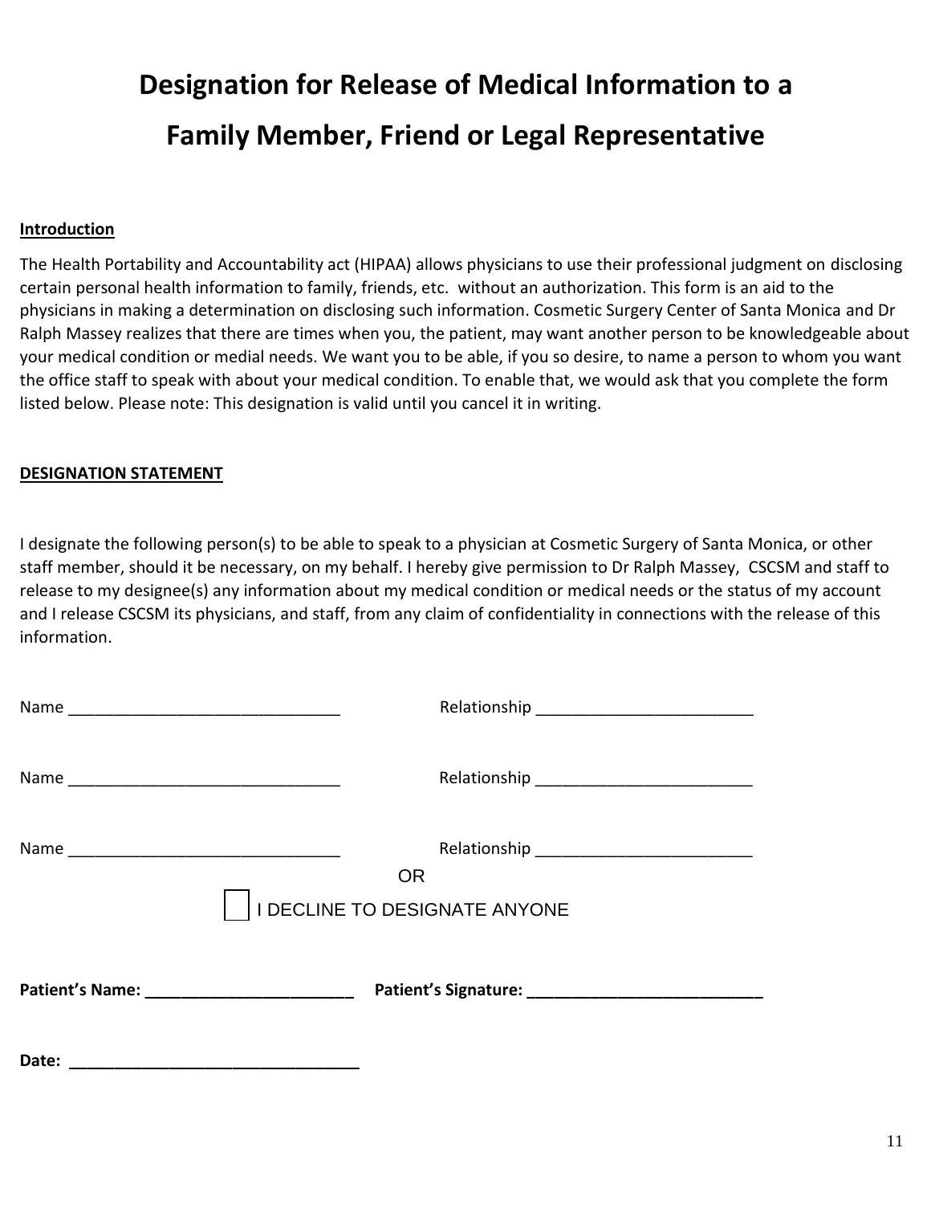# Designation for Release of Medical Information to a Family Member, Friend or Legal Representative

**Introduction**

The Health Portability and Accountability act (HIPAA) allows physicians to use their professional judgment on disclosing certain personal health information to family, friends, etc. without an authorization. This form is an aid to the physicians in making a determination on disclosing such information. Cosmetic Surgery Center of Santa Monica and Dr Ralph Massey realizes that there are times when you, the patient, may want another person to be knowledgeable about your medical condition or medial needs. We want you to be able, if you so desire, to name a person to whom you want the office staff to speak with about your medical condition. To enable that, we would ask that you complete the form listed below. Please note: This designation is valid until you cancel it in writing.

**DESIGNATION STATEMENT**

I designate the following person(s) to be able to speak to a physician at Cosmetic Surgery of Santa Monica, or other staff member, should it be necessary, on my behalf. I hereby give permission to Dr Ralph Massey, CSCSM and staff to release to my designee(s) any information about my medical condition or medical needs or the status of my account and I release CSCSM its physicians, and staff, from any claim of confidentiality in connections with the release of this information.

Name ______________________________ Relationship ________________________

Name ______________________________ Relationship ________________________

Name ______________________________ Relationship ________________________

OR

☐ I DECLINE TO DESIGNATE ANYONE

**Patient's Name: ______________________ Patient's Signature: _________________________**

**Date: _______________________________**